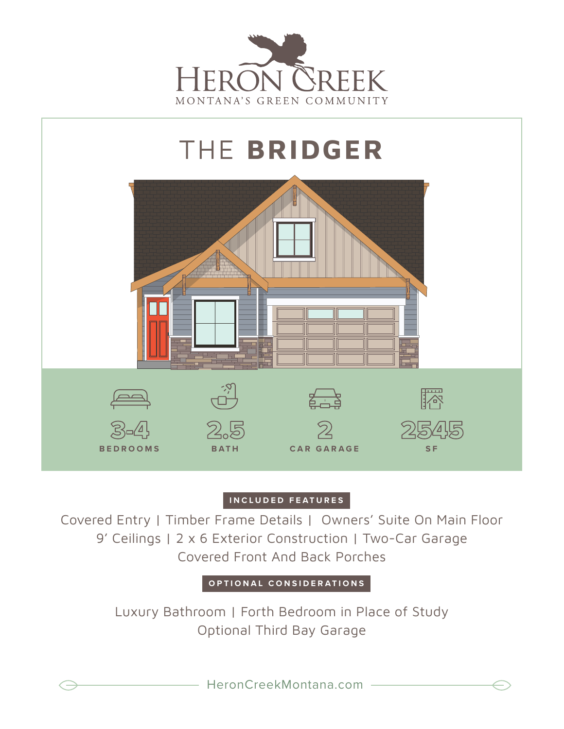HERON CREEK

MONTANA'S GREEN COMMUNITY

# THE **BRIDGER**

3-4
**BEDROOMS**

2.5
**BATH**

2
**CAR GARAGE**

2545
**SF**

## INCLUDED FEATURES

Covered Entry | Timber Frame Details | Owners' Suite On Main Floor
9' Ceilings | 2 x 6 Exterior Construction | Two-Car Garage
Covered Front And Back Porches

## OPTIONAL CONSIDERATIONS

Luxury Bathroom | Forth Bedroom in Place of Study
Optional Third Bay Garage

HeronCreekMontana.com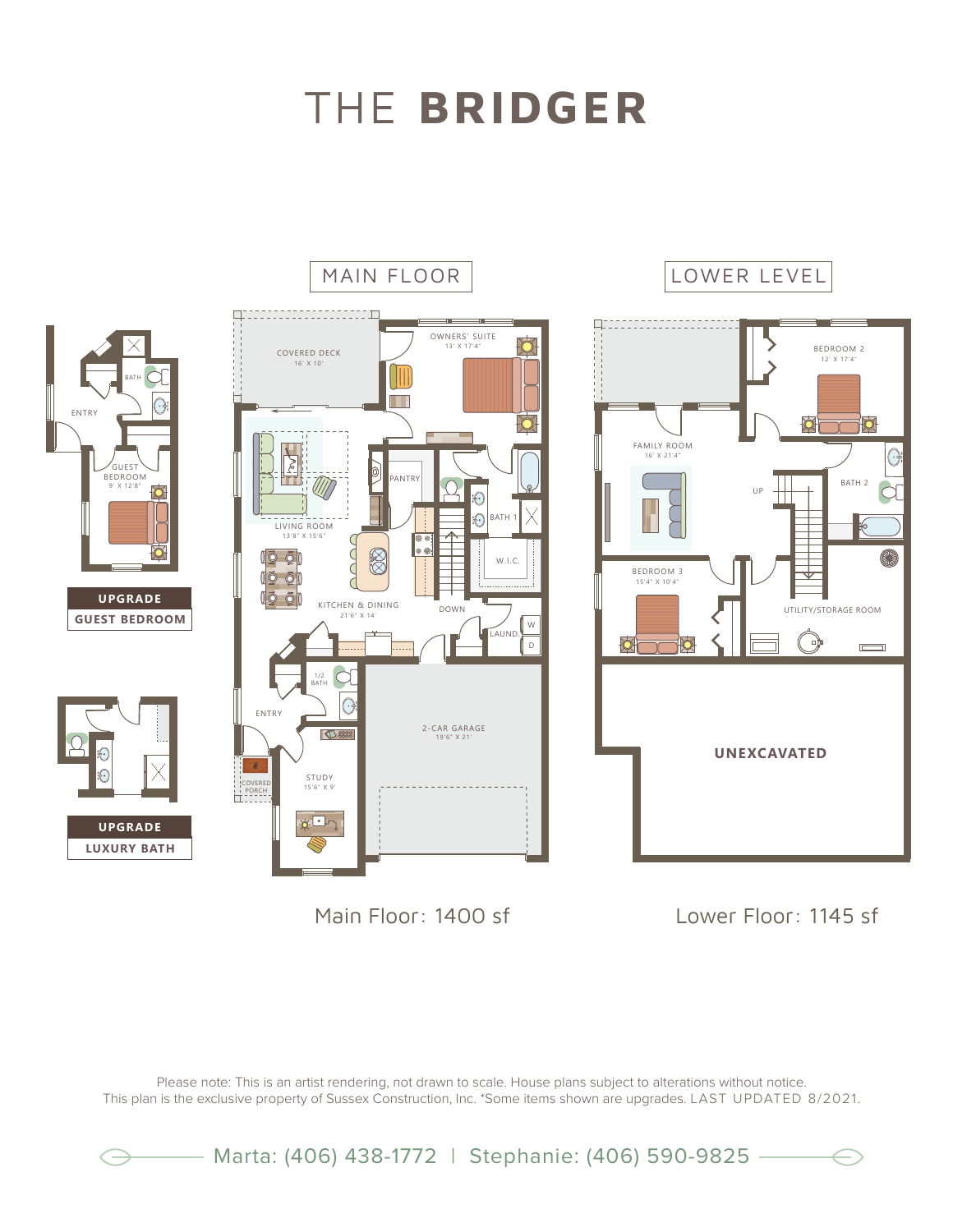# THE **BRIDGER**

## MAIN FLOOR

COVERED DECK
16' X 10'

OWNERS' SUITE
13' X 17'4"

LIVING ROOM
13'8" X 15'6"

PANTRY

BATH 1

W.I.C.

KITCHEN & DINING
21'6" X 14'

DOWN

LAUND.

W

D

1/2 BATH

ENTRY

2-CAR GARAGE
19'6" X 21'

COVERED PORCH

STUDY
15'6" X 9'

Main Floor: 1400 sf

## LOWER LEVEL

BEDROOM 2
12' X 17'4"

FAMILY ROOM
16' X 21'4"

UP

BATH 2

BEDROOM 3
15'4" X 10'4"

UTILITY/STORAGE ROOM

UNEXCAVATED

Lower Floor: 1145 sf

ENTRY

BATH

GUEST BEDROOM
9' X 12'8"

**UPGRADE**
**GUEST BEDROOM**

**UPGRADE**
**LUXURY BATH**

Please note: This is an artist rendering, not drawn to scale. House plans subject to alterations without notice.
This plan is the exclusive property of Sussex Construction, Inc. *Some items shown are upgrades. LAST UPDATED 8/2021.

Marta: (406) 438-1772 | Stephanie: (406) 590-9825